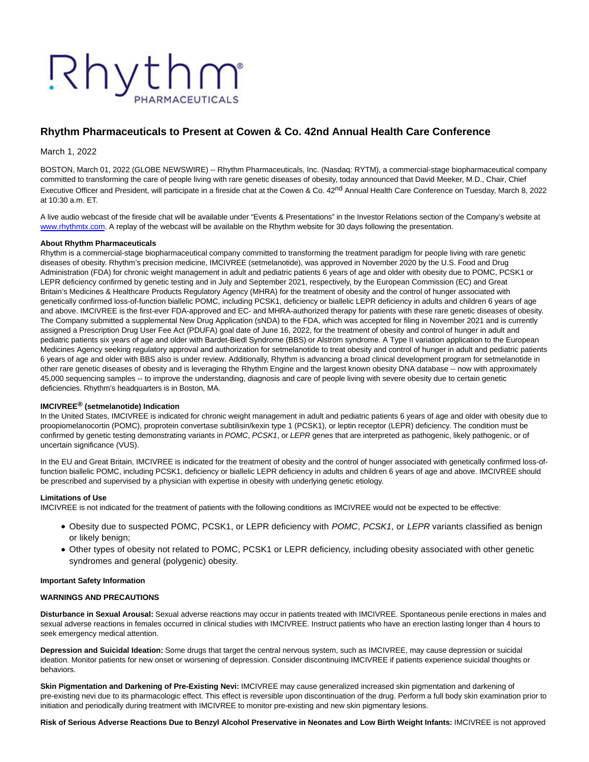Rhythm PHARMACEUTICALS

# Rhythm Pharmaceuticals to Present at Cowen & Co. 42nd Annual Health Care Conference

March 1, 2022

BOSTON, March 01, 2022 (GLOBE NEWSWIRE) -- Rhythm Pharmaceuticals, Inc. (Nasdaq: RYTM), a commercial-stage biopharmaceutical company committed to transforming the care of people living with rare genetic diseases of obesity, today announced that David Meeker, M.D., Chair, Chief Executive Officer and President, will participate in a fireside chat at the Cowen & Co. 42nd Annual Health Care Conference on Tuesday, March 8, 2022 at 10:30 a.m. ET.

A live audio webcast of the fireside chat will be available under "Events & Presentations" in the Investor Relations section of the Company's website at www.rhythmtx.com. A replay of the webcast will be available on the Rhythm website for 30 days following the presentation.

**About Rhythm Pharmaceuticals**
Rhythm is a commercial-stage biopharmaceutical company committed to transforming the treatment paradigm for people living with rare genetic diseases of obesity. Rhythm's precision medicine, IMCIVREE (setmelanotide), was approved in November 2020 by the U.S. Food and Drug Administration (FDA) for chronic weight management in adult and pediatric patients 6 years of age and older with obesity due to POMC, PCSK1 or LEPR deficiency confirmed by genetic testing and in July and September 2021, respectively, by the European Commission (EC) and Great Britain's Medicines & Healthcare Products Regulatory Agency (MHRA) for the treatment of obesity and the control of hunger associated with genetically confirmed loss-of-function biallelic POMC, including PCSK1, deficiency or biallelic LEPR deficiency in adults and children 6 years of age and above. IMCIVREE is the first-ever FDA-approved and EC- and MHRA-authorized therapy for patients with these rare genetic diseases of obesity. The Company submitted a supplemental New Drug Application (sNDA) to the FDA, which was accepted for filing in November 2021 and is currently assigned a Prescription Drug User Fee Act (PDUFA) goal date of June 16, 2022, for the treatment of obesity and control of hunger in adult and pediatric patients six years of age and older with Bardet-Biedl Syndrome (BBS) or Alström syndrome. A Type II variation application to the European Medicines Agency seeking regulatory approval and authorization for setmelanotide to treat obesity and control of hunger in adult and pediatric patients 6 years of age and older with BBS also is under review. Additionally, Rhythm is advancing a broad clinical development program for setmelanotide in other rare genetic diseases of obesity and is leveraging the Rhythm Engine and the largest known obesity DNA database -- now with approximately 45,000 sequencing samples -- to improve the understanding, diagnosis and care of people living with severe obesity due to certain genetic deficiencies. Rhythm's headquarters is in Boston, MA.

**IMCIVREE® (setmelanotide) Indication**
In the United States, IMCIVREE is indicated for chronic weight management in adult and pediatric patients 6 years of age and older with obesity due to proopiomelanocortin (POMC), proprotein convertase subtilisin/kexin type 1 (PCSK1), or leptin receptor (LEPR) deficiency. The condition must be confirmed by genetic testing demonstrating variants in *POMC*, *PCSK1*, or *LEPR* genes that are interpreted as pathogenic, likely pathogenic, or of uncertain significance (VUS).

In the EU and Great Britain, IMCIVREE is indicated for the treatment of obesity and the control of hunger associated with genetically confirmed loss-of-function biallelic POMC, including PCSK1, deficiency or biallelic LEPR deficiency in adults and children 6 years of age and above. IMCIVREE should be prescribed and supervised by a physician with expertise in obesity with underlying genetic etiology.

**Limitations of Use**
IMCIVREE is not indicated for the treatment of patients with the following conditions as IMCIVREE would not be expected to be effective:

- Obesity due to suspected POMC, PCSK1, or LEPR deficiency with *POMC*, *PCSK1*, or *LEPR* variants classified as benign or likely benign;
- Other types of obesity not related to POMC, PCSK1 or LEPR deficiency, including obesity associated with other genetic syndromes and general (polygenic) obesity.

**Important Safety Information**

**WARNINGS AND PRECAUTIONS**

**Disturbance in Sexual Arousal:** Sexual adverse reactions may occur in patients treated with IMCIVREE. Spontaneous penile erections in males and sexual adverse reactions in females occurred in clinical studies with IMCIVREE. Instruct patients who have an erection lasting longer than 4 hours to seek emergency medical attention.

**Depression and Suicidal Ideation:** Some drugs that target the central nervous system, such as IMCIVREE, may cause depression or suicidal ideation. Monitor patients for new onset or worsening of depression. Consider discontinuing IMCIVREE if patients experience suicidal thoughts or behaviors.

**Skin Pigmentation and Darkening of Pre-Existing Nevi:** IMCIVREE may cause generalized increased skin pigmentation and darkening of pre-existing nevi due to its pharmacologic effect. This effect is reversible upon discontinuation of the drug. Perform a full body skin examination prior to initiation and periodically during treatment with IMCIVREE to monitor pre-existing and new skin pigmentary lesions.

**Risk of Serious Adverse Reactions Due to Benzyl Alcohol Preservative in Neonates and Low Birth Weight Infants:** IMCIVREE is not approved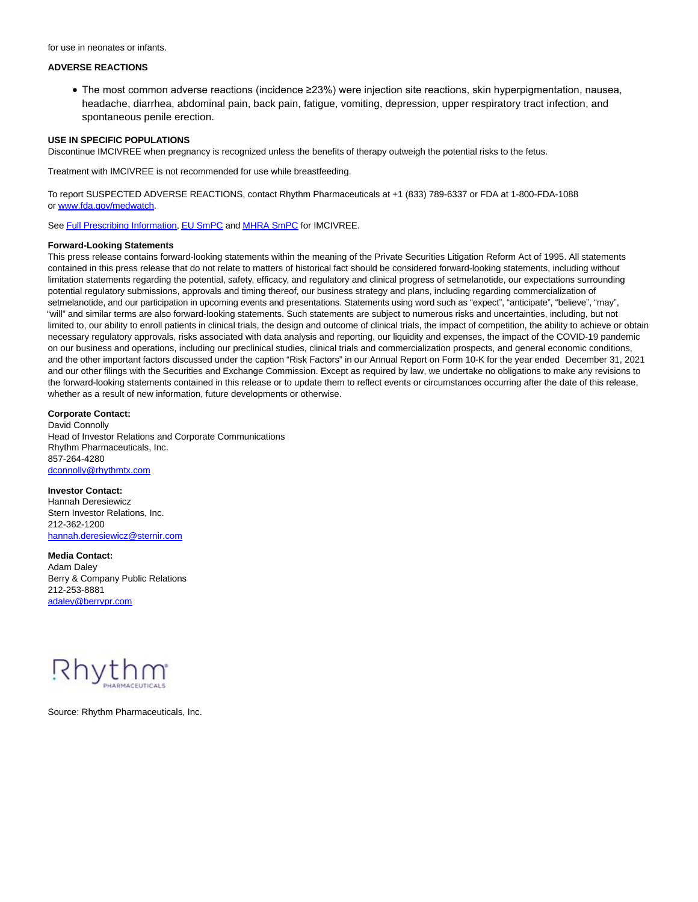for use in neonates or infants.

**ADVERSE REACTIONS**

- The most common adverse reactions (incidence ≥23%) were injection site reactions, skin hyperpigmentation, nausea, headache, diarrhea, abdominal pain, back pain, fatigue, vomiting, depression, upper respiratory tract infection, and spontaneous penile erection.

**USE IN SPECIFIC POPULATIONS**
Discontinue IMCIVREE when pregnancy is recognized unless the benefits of therapy outweigh the potential risks to the fetus.

Treatment with IMCIVREE is not recommended for use while breastfeeding.

To report SUSPECTED ADVERSE REACTIONS, contact Rhythm Pharmaceuticals at +1 (833) 789-6337 or FDA at 1-800-FDA-1088 or www.fda.gov/medwatch.

See Full Prescribing Information, EU SmPC and MHRA SmPC for IMCIVREE.

**Forward-Looking Statements**
This press release contains forward-looking statements within the meaning of the Private Securities Litigation Reform Act of 1995. All statements contained in this press release that do not relate to matters of historical fact should be considered forward-looking statements, including without limitation statements regarding the potential, safety, efficacy, and regulatory and clinical progress of setmelanotide, our expectations surrounding potential regulatory submissions, approvals and timing thereof, our business strategy and plans, including regarding commercialization of setmelanotide, and our participation in upcoming events and presentations. Statements using word such as "expect", "anticipate", "believe", "may", "will" and similar terms are also forward-looking statements. Such statements are subject to numerous risks and uncertainties, including, but not limited to, our ability to enroll patients in clinical trials, the design and outcome of clinical trials, the impact of competition, the ability to achieve or obtain necessary regulatory approvals, risks associated with data analysis and reporting, our liquidity and expenses, the impact of the COVID-19 pandemic on our business and operations, including our preclinical studies, clinical trials and commercialization prospects, and general economic conditions, and the other important factors discussed under the caption "Risk Factors" in our Annual Report on Form 10-K for the year ended December 31, 2021 and our other filings with the Securities and Exchange Commission. Except as required by law, we undertake no obligations to make any revisions to the forward-looking statements contained in this release or to update them to reflect events or circumstances occurring after the date of this release, whether as a result of new information, future developments or otherwise.

**Corporate Contact:**
David Connolly
Head of Investor Relations and Corporate Communications
Rhythm Pharmaceuticals, Inc.
857-264-4280
dconnolly@rhythmtx.com

**Investor Contact:**
Hannah Deresiewicz
Stern Investor Relations, Inc.
212-362-1200
hannah.deresiewicz@sternir.com

**Media Contact:**
Adam Daley
Berry & Company Public Relations
212-253-8881
adaley@berrypr.com

Rhythm PHARMACEUTICALS

Source: Rhythm Pharmaceuticals, Inc.